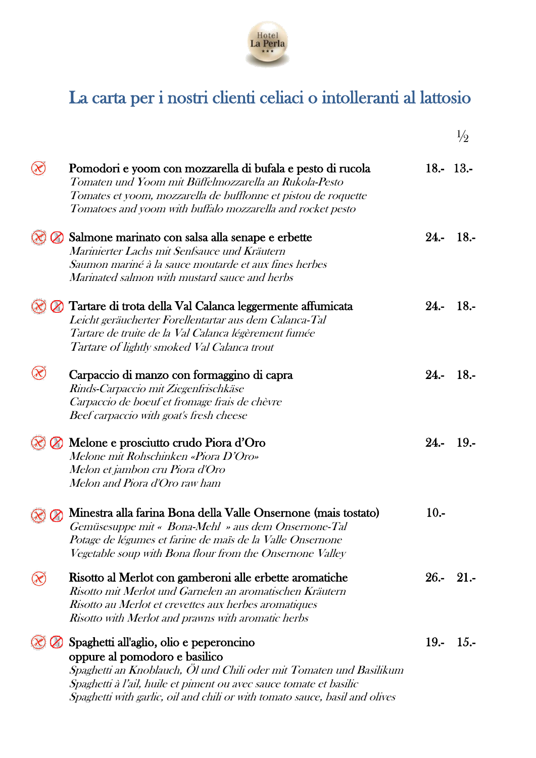Hotel La Perla

# La carta per i nostri clienti celiaci o intolleranti al lattosio

| | | ½ |
|---|---|---|
| **Pomodori e yoom con mozzarella di bufala e pesto di rucola**<br>*Tomaten und Yoom mit Büffelmozzarella an Rukola-Pesto*<br>*Tomates et yoom, mozzarella de bufflonne et pistou de roquette*<br>*Tomatoes and yoom with buffalo mozzarella and rocket pesto* | 18.- | 13.- |
| **Salmone marinato con salsa alla senape e erbette**<br>*Marinierter Lachs mit Senfsauce und Kräutern*<br>*Saumon mariné à la sauce moutarde et aux fines herbes*<br>*Marinated salmon with mustard sauce and herbs* | 24.- | 18.- |
| **Tartare di trota della Val Calanca leggermente affumicata**<br>*Leicht geräucherter Forellentartar aus dem Calanca-Tal*<br>*Tartare de truite de la Val Calanca légèrement fumée*<br>*Tartare of lightly smoked Val Calanca trout* | 24.- | 18.- |
| **Carpaccio di manzo con formaggino di capra**<br>*Rinds-Carpaccio mit Ziegenfrischkäse*<br>*Carpaccio de boeuf et fromage frais de chèvre*<br>*Beef carpaccio with goat's fresh cheese* | 24.- | 18.- |
| **Melone e prosciutto crudo Piora d'Oro**<br>*Melone mit Rohschinken «Piora D'Oro»*<br>*Melon et jambon cru Piora d'Oro*<br>*Melon and Piora d'Oro raw ham* | 24.- | 19.- |
| **Minestra alla farina Bona della Valle Onsernone (mais tostato)**<br>*Gemüsesuppe mit « Bona-Mehl » aus dem Onsernone-Tal*<br>*Potage de légumes et farine de maïs de la Valle Onsernone*<br>*Vegetable soup with Bona flour from the Onsernone Valley* | 10.- | |
| **Risotto al Merlot con gamberoni alle erbette aromatiche**<br>*Risotto mit Merlot und Garnelen an aromatischen Kräutern*<br>*Risotto au Merlot et crevettes aux herbes aromatiques*<br>*Risotto with Merlot and prawns with aromatic herbs* | 26.- | 21.- |
| **Spaghetti all'aglio, olio e peperoncino oppure al pomodoro e basilico**<br>*Spaghetti an Knoblauch, Öl und Chili oder mit Tomaten und Basilikum*<br>*Spaghetti à l'ail, huile et piment ou avec sauce tomate et basilic*<br>*Spaghetti with garlic, oil and chili or with tomato sauce, basil and olives* | 19.- | 15.- |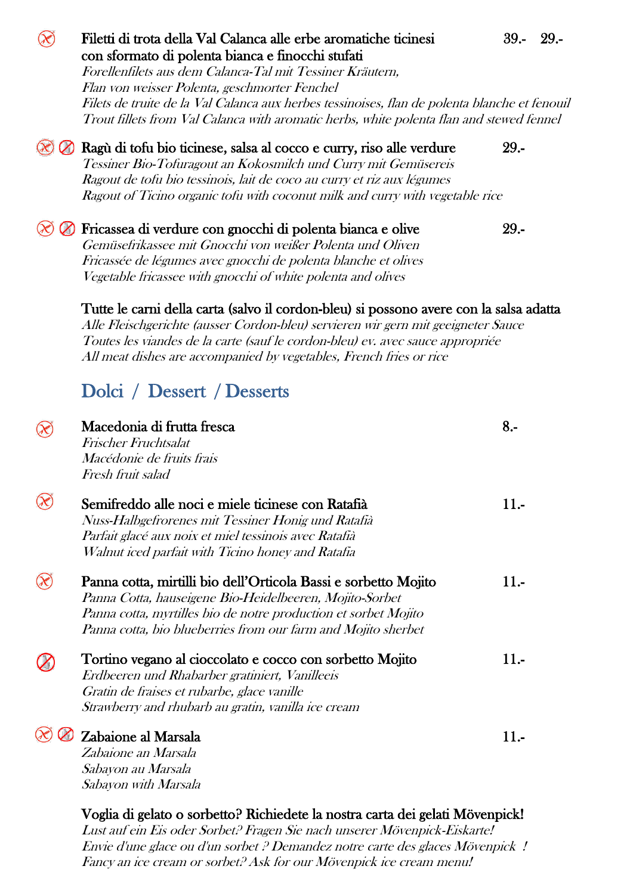**Filetti di trota della Val Calanca alle erbe aromatiche ticinesi con sformato di polenta bianca e finocchi stufati** 39.- 29.-
*Forellenfilets aus dem Calanca-Tal mit Tessiner Kräutern, Flan von weisser Polenta, geschmorter Fenchel*
*Filets de truite de la Val Calanca aux herbes tessinoises, flan de polenta blanche et fenouil*
*Trout fillets from Val Calanca with aromatic herbs, white polenta flan and stewed fennel*

**Ragù di tofu bio ticinese, salsa al cocco e curry, riso alle verdure** 29.-
*Tessiner Bio-Tofuragout an Kokosmilch und Curry mit Gemüsereis*
*Ragout de tofu bio tessinois, lait de coco au curry et riz aux légumes*
*Ragout of Ticino organic tofu with coconut milk and curry with vegetable rice*

**Fricassea di verdure con gnocchi di polenta bianca e olive** 29.-
*Gemüsefrikassee mit Gnocchi von weißer Polenta und Oliven*
*Fricassée de légumes avec gnocchi de polenta blanche et olives*
*Vegetable fricassee with gnocchi of white polenta and olives*

**Tutte le carni della carta (salvo il cordon-bleu) si possono avere con la salsa adatta**
*Alle Fleischgerichte (ausser Cordon-bleu) servieren wir gern mit geeigneter Sauce*
*Toutes les viandes de la carte (sauf le cordon-bleu) ev. avec sauce appropriée*
*All meat dishes are accompanied by vegetables, French fries or rice*

## Dolci / Dessert / Desserts

**Macedonia di frutta fresca** 8.-
*Frischer Fruchtsalat*
*Macédonie de fruits frais*
*Fresh fruit salad*

**Semifreddo alle noci e miele ticinese con Ratafià** 11.-
*Nuss-Halbgefrorenes mit Tessiner Honig und Ratafià*
*Parfait glacé aux noix et miel tessinois avec Ratafià*
*Walnut iced parfait with Ticino honey and Ratafia*

**Panna cotta, mirtilli bio dell'Orticola Bassi e sorbetto Mojito** 11.-
*Panna Cotta, hauseigene Bio-Heidelbeeren, Mojito-Sorbet*
*Panna cotta, myrtilles bio de notre production et sorbet Mojito*
*Panna cotta, bio blueberries from our farm and Mojito sherbet*

**Tortino vegano al cioccolato e cocco con sorbetto Mojito** 11.-
*Erdbeeren und Rhabarber gratiniert, Vanilleeis*
*Gratin de fraises et rubarbe, glace vanille*
*Strawberry and rhubarb au gratin, vanilla ice cream*

**Zabaione al Marsala** 11.-
*Zabaione an Marsala*
*Sabayon au Marsala*
*Sabayon with Marsala*

**Voglia di gelato o sorbetto? Richiedete la nostra carta dei gelati Mövenpick!**
*Lust auf ein Eis oder Sorbet? Fragen Sie nach unserer Mövenpick-Eiskarte!*
*Envie d'une glace ou d'un sorbet ? Demandez notre carte des glaces Mövenpick !*
*Fancy an ice cream or sorbet? Ask for our Mövenpick ice cream menu!*